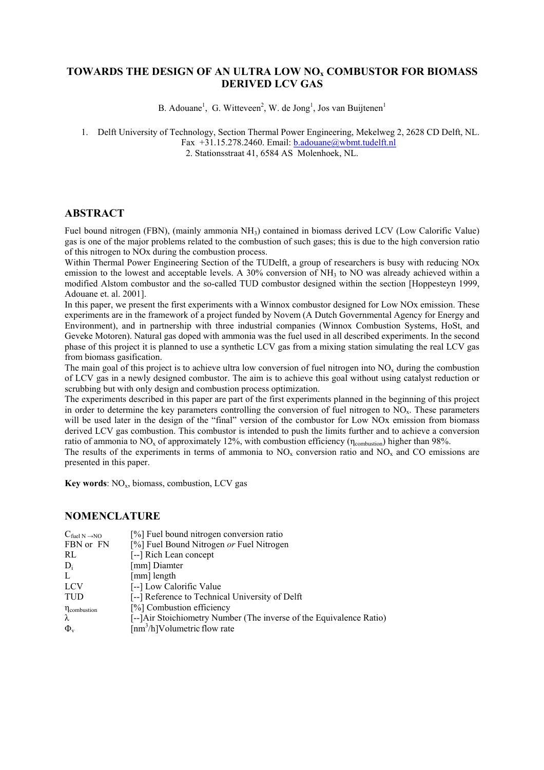# TOWARDS THE DESIGN OF AN ULTRA LOW $NO_x$ COMBUSTOR FOR BIOMASS DERIVED LCV GAS

B. Adouane[1], G. Witteveen[2], W. de Jong[1], Jos van Buijtenen[1]

1. Delft University of Technology, Section Thermal Power Engineering, Mekelweg 2, 2628 CD Delft, NL. Fax +31.15.278.2460. Email: b.adouane@wbmt.tudelft.nl
2. Stationsstraat 41, 6584 AS Molenhoek, NL.

## ABSTRACT

Fuel bound nitrogen (FBN), (mainly ammonia $NH_3$) contained in biomass derived LCV (Low Calorific Value) gas is one of the major problems related to the combustion of such gases; this is due to the high conversion ratio of this nitrogen to NOx during the combustion process.

Within Thermal Power Engineering Section of the TUDelft, a group of researchers is busy with reducing NOx emission to the lowest and acceptable levels. A 30% conversion of $NH_3$ to NO was already achieved within a modified Alstom combustor and the so-called TUD combustor designed within the section [Hoppesteyn 1999, Adouane et. al. 2001].

In this paper, we present the first experiments with a Winnox combustor designed for Low NOx emission. These experiments are in the framework of a project funded by Novem (A Dutch Governmental Agency for Energy and Environment), and in partnership with three industrial companies (Winnox Combustion Systems, HoSt, and Geveke Motoren). Natural gas doped with ammonia was the fuel used in all described experiments. In the second phase of this project it is planned to use a synthetic LCV gas from a mixing station simulating the real LCV gas from biomass gasification.

The main goal of this project is to achieve ultra low conversion of fuel nitrogen into $NO_x$ during the combustion of LCV gas in a newly designed combustor. The aim is to achieve this goal without using catalyst reduction or scrubbing but with only design and combustion process optimization.

The experiments described in this paper are part of the first experiments planned in the beginning of this project in order to determine the key parameters controlling the conversion of fuel nitrogen to $NO_x$. These parameters will be used later in the design of the "final" version of the combustor for Low NOx emission from biomass derived LCV gas combustion. This combustor is intended to push the limits further and to achieve a conversion ratio of ammonia to $NO_x$ of approximately 12%, with combustion efficiency ($\eta_{combustion}$) higher than 98%.

The results of the experiments in terms of ammonia to $NO_x$ conversion ratio and $NO_x$ and CO emissions are presented in this paper.

**Key words**: $NO_x$, biomass, combustion, LCV gas

## NOMENCLATURE

| | |
|---|---|
| $C_{fuel\ N \rightarrow NO}$ | [%] Fuel bound nitrogen conversion ratio |
| FBN or FN | [%] Fuel Bound Nitrogen *or* Fuel Nitrogen |
| RL | [--] Rich Lean concept |
| $D_i$ | [mm] Diamter |
| L | [mm] length |
| LCV | [--] Low Calorific Value |
| TUD | [--] Reference to Technical University of Delft |
| $\eta_{combustion}$ | [%] Combustion efficiency |
| $\lambda$ | [--]Air Stoichiometry Number (The inverse of the Equivalence Ratio) |
| $\Phi_v$ | [$nm^3/h$]Volumetric flow rate |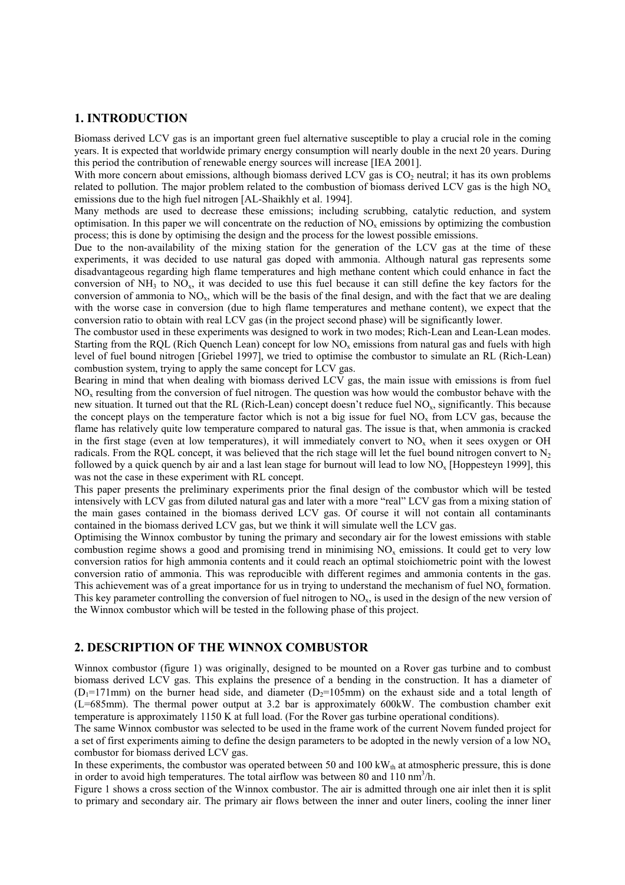## 1. INTRODUCTION

Biomass derived LCV gas is an important green fuel alternative susceptible to play a crucial role in the coming years. It is expected that worldwide primary energy consumption will nearly double in the next 20 years. During this period the contribution of renewable energy sources will increase [IEA 2001].

With more concern about emissions, although biomass derived LCV gas is $CO_2$ neutral; it has its own problems related to pollution. The major problem related to the combustion of biomass derived LCV gas is the high $NO_x$ emissions due to the high fuel nitrogen [AL-Shaikhly et al. 1994].

Many methods are used to decrease these emissions; including scrubbing, catalytic reduction, and system optimisation. In this paper we will concentrate on the reduction of $NO_x$ emissions by optimizing the combustion process; this is done by optimising the design and the process for the lowest possible emissions.

Due to the non-availability of the mixing station for the generation of the LCV gas at the time of these experiments, it was decided to use natural gas doped with ammonia. Although natural gas represents some disadvantageous regarding high flame temperatures and high methane content which could enhance in fact the conversion of $NH_3$ to $NO_x$, it was decided to use this fuel because it can still define the key factors for the conversion of ammonia to $NO_x$, which will be the basis of the final design, and with the fact that we are dealing with the worse case in conversion (due to high flame temperatures and methane content), we expect that the conversion ratio to obtain with real LCV gas (in the project second phase) will be significantly lower.

The combustor used in these experiments was designed to work in two modes; Rich-Lean and Lean-Lean modes. Starting from the RQL (Rich Quench Lean) concept for low $NO_x$ emissions from natural gas and fuels with high level of fuel bound nitrogen [Griebel 1997], we tried to optimise the combustor to simulate an RL (Rich-Lean) combustion system, trying to apply the same concept for LCV gas.

Bearing in mind that when dealing with biomass derived LCV gas, the main issue with emissions is from fuel $NO_x$ resulting from the conversion of fuel nitrogen. The question was how would the combustor behave with the new situation. It turned out that the RL (Rich-Lean) concept doesn't reduce fuel $NO_x$, significantly. This because the concept plays on the temperature factor which is not a big issue for fuel $NO_x$ from LCV gas, because the flame has relatively quite low temperature compared to natural gas. The issue is that, when ammonia is cracked in the first stage (even at low temperatures), it will immediately convert to $NO_x$ when it sees oxygen or OH radicals. From the RQL concept, it was believed that the rich stage will let the fuel bound nitrogen convert to $N_2$ followed by a quick quench by air and a last lean stage for burnout will lead to low $NO_x$ [Hoppesteyn 1999], this was not the case in these experiment with RL concept.

This paper presents the preliminary experiments prior the final design of the combustor which will be tested intensively with LCV gas from diluted natural gas and later with a more "real" LCV gas from a mixing station of the main gases contained in the biomass derived LCV gas. Of course it will not contain all contaminants contained in the biomass derived LCV gas, but we think it will simulate well the LCV gas.

Optimising the Winnox combustor by tuning the primary and secondary air for the lowest emissions with stable combustion regime shows a good and promising trend in minimising $NO_x$ emissions. It could get to very low conversion ratios for high ammonia contents and it could reach an optimal stoichiometric point with the lowest conversion ratio of ammonia. This was reproducible with different regimes and ammonia contents in the gas. This achievement was of a great importance for us in trying to understand the mechanism of fuel $NO_x$ formation. This key parameter controlling the conversion of fuel nitrogen to $NO_x$, is used in the design of the new version of the Winnox combustor which will be tested in the following phase of this project.

## 2. DESCRIPTION OF THE WINNOX COMBUSTOR

Winnox combustor (figure 1) was originally, designed to be mounted on a Rover gas turbine and to combust biomass derived LCV gas. This explains the presence of a bending in the construction. It has a diameter of ($D_1$=171mm) on the burner head side, and diameter ($D_2$=105mm) on the exhaust side and a total length of (L=685mm). The thermal power output at 3.2 bar is approximately 600kW. The combustion chamber exit temperature is approximately 1150 K at full load. (For the Rover gas turbine operational conditions).

The same Winnox combustor was selected to be used in the frame work of the current Novem funded project for a set of first experiments aiming to define the design parameters to be adopted in the newly version of a low $NO_x$ combustor for biomass derived LCV gas.

In these experiments, the combustor was operated between 50 and 100 $kW_{th}$ at atmospheric pressure, this is done in order to avoid high temperatures. The total airflow was between 80 and 110 $nm^3/h$.

Figure 1 shows a cross section of the Winnox combustor. The air is admitted through one air inlet then it is split to primary and secondary air. The primary air flows between the inner and outer liners, cooling the inner liner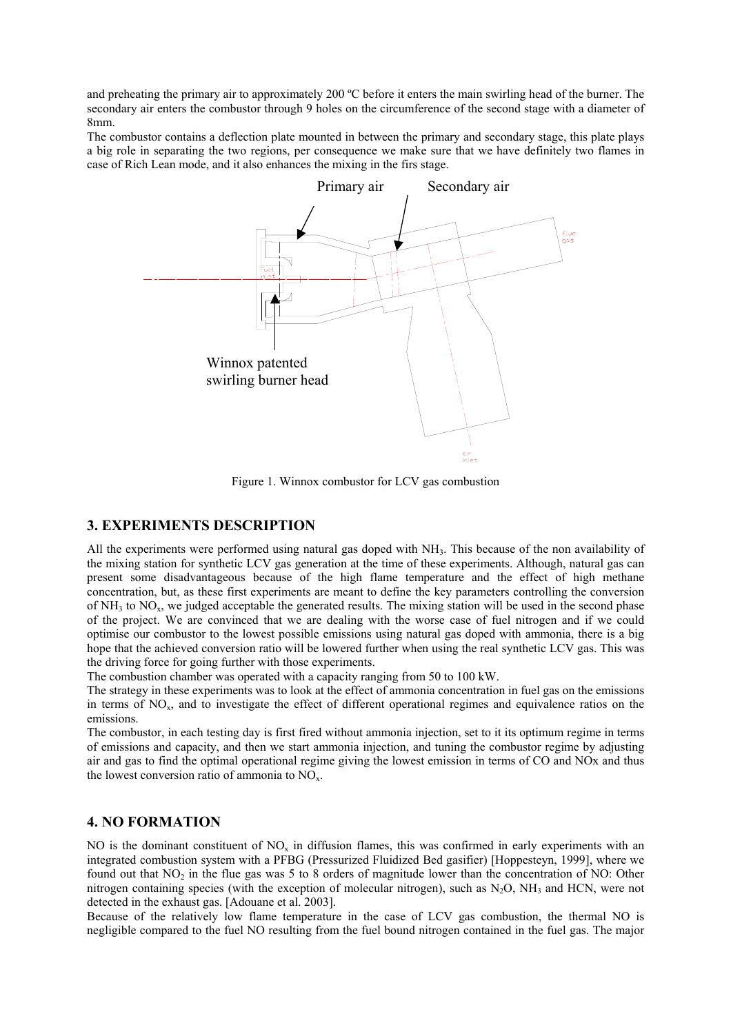and preheating the primary air to approximately 200 ºC before it enters the main swirling head of the burner. The secondary air enters the combustor through 9 holes on the circumference of the second stage with a diameter of 8mm.

The combustor contains a deflection plate mounted in between the primary and secondary stage, this plate plays a big role in separating the two regions, per consequence we make sure that we have definitely two flames in case of Rich Lean mode, and it also enhances the mixing in the firs stage.

Figure 1. Winnox combustor for LCV gas combustion

## 3. EXPERIMENTS DESCRIPTION

All the experiments were performed using natural gas doped with $NH_3$. This because of the non availability of the mixing station for synthetic LCV gas generation at the time of these experiments. Although, natural gas can present some disadvantageous because of the high flame temperature and the effect of high methane concentration, but, as these first experiments are meant to define the key parameters controlling the conversion of $NH_3$ to $NO_x$, we judged acceptable the generated results. The mixing station will be used in the second phase of the project. We are convinced that we are dealing with the worse case of fuel nitrogen and if we could optimise our combustor to the lowest possible emissions using natural gas doped with ammonia, there is a big hope that the achieved conversion ratio will be lowered further when using the real synthetic LCV gas. This was the driving force for going further with those experiments.

The combustion chamber was operated with a capacity ranging from 50 to 100 kW.

The strategy in these experiments was to look at the effect of ammonia concentration in fuel gas on the emissions in terms of $NO_x$, and to investigate the effect of different operational regimes and equivalence ratios on the emissions.

The combustor, in each testing day is first fired without ammonia injection, set to it its optimum regime in terms of emissions and capacity, and then we start ammonia injection, and tuning the combustor regime by adjusting air and gas to find the optimal operational regime giving the lowest emission in terms of CO and NOx and thus the lowest conversion ratio of ammonia to $NO_x$.

## 4. NO FORMATION

NO is the dominant constituent of $NO_x$ in diffusion flames, this was confirmed in early experiments with an integrated combustion system with a PFBG (Pressurized Fluidized Bed gasifier) [Hoppesteyn, 1999], where we found out that $NO_2$ in the flue gas was 5 to 8 orders of magnitude lower than the concentration of NO: Other nitrogen containing species (with the exception of molecular nitrogen), such as $N_2O$, $NH_3$ and HCN, were not detected in the exhaust gas. [Adouane et al. 2003].

Because of the relatively low flame temperature in the case of LCV gas combustion, the thermal NO is negligible compared to the fuel NO resulting from the fuel bound nitrogen contained in the fuel gas. The major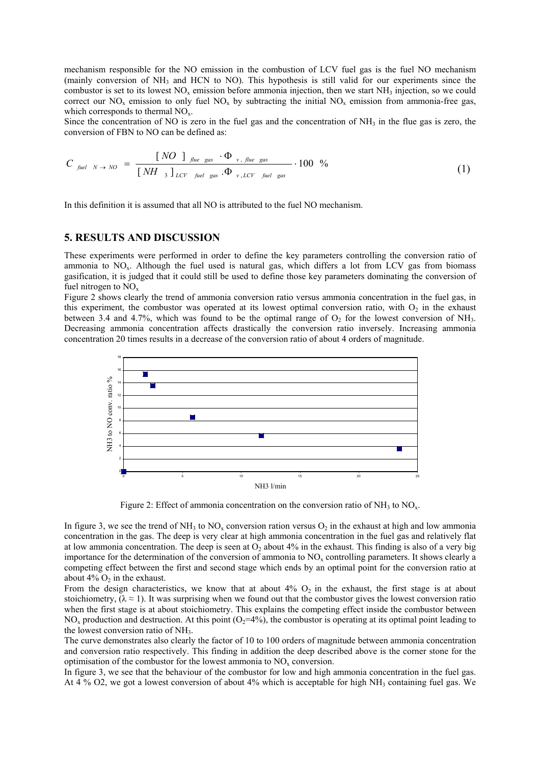mechanism responsible for the NO emission in the combustion of LCV fuel gas is the fuel NO mechanism (mainly conversion of $NH_3$ and HCN to NO). This hypothesis is still valid for our experiments since the combustor is set to its lowest $NO_x$ emission before ammonia injection, then we start $NH_3$ injection, so we could correct our $NO_x$ emission to only fuel $NO_x$ by subtracting the initial $NO_x$ emission from ammonia-free gas, which corresponds to thermal $NO_x$.

Since the concentration of NO is zero in the fuel gas and the concentration of $NH_3$ in the flue gas is zero, the conversion of FBN to NO can be defined as:

$$C_{fuel\ N \rightarrow NO} = \frac{[NO]_{flue\ gas} \cdot \Phi_{v,\ flue\ gas}}{[NH_3]_{LCV\ fuel\ gas} \cdot \Phi_{v,LCV\ fuel\ gas}} \cdot 100\ \% \tag{1}$$

In this definition it is assumed that all NO is attributed to the fuel NO mechanism.

## 5. RESULTS AND DISCUSSION

These experiments were performed in order to define the key parameters controlling the conversion ratio of ammonia to $NO_x$. Although the fuel used is natural gas, which differs a lot from LCV gas from biomass gasification, it is judged that it could still be used to define those key parameters dominating the conversion of fuel nitrogen to $NO_x$

Figure 2 shows clearly the trend of ammonia conversion ratio versus ammonia concentration in the fuel gas, in this experiment, the combustor was operated at its lowest optimal conversion ratio, with $O_2$ in the exhaust between 3.4 and 4.7%, which was found to be the optimal range of $O_2$ for the lowest conversion of $NH_3$. Decreasing ammonia concentration affects drastically the conversion ratio inversely. Increasing ammonia concentration 20 times results in a decrease of the conversion ratio of about 4 orders of magnitude.

Figure 2: Effect of ammonia concentration on the conversion ratio of $NH_3$ to $NO_x$.

In figure 3, we see the trend of $NH_3$ to $NO_x$ conversion ration versus $O_2$ in the exhaust at high and low ammonia concentration in the gas. The deep is very clear at high ammonia concentration in the fuel gas and relatively flat at low ammonia concentration. The deep is seen at $O_2$ about 4% in the exhaust. This finding is also of a very big importance for the determination of the conversion of ammonia to $NO_x$ controlling parameters. It shows clearly a competing effect between the first and second stage which ends by an optimal point for the conversion ratio at about 4% $O_2$ in the exhaust.

From the design characteristics, we know that at about 4% $O_2$ in the exhaust, the first stage is at about stoichiometry, ($\lambda \approx 1$). It was surprising when we found out that the combustor gives the lowest conversion ratio when the first stage is at about stoichiometry. This explains the competing effect inside the combustor between $NO_x$ production and destruction. At this point ($O_2$=4%), the combustor is operating at its optimal point leading to the lowest conversion ratio of $NH_3$.

The curve demonstrates also clearly the factor of 10 to 100 orders of magnitude between ammonia concentration and conversion ratio respectively. This finding in addition the deep described above is the corner stone for the optimisation of the combustor for the lowest ammonia to $NO_x$ conversion.

In figure 3, we see that the behaviour of the combustor for low and high ammonia concentration in the fuel gas. At 4 % O2, we got a lowest conversion of about 4% which is acceptable for high $NH_3$ containing fuel gas. We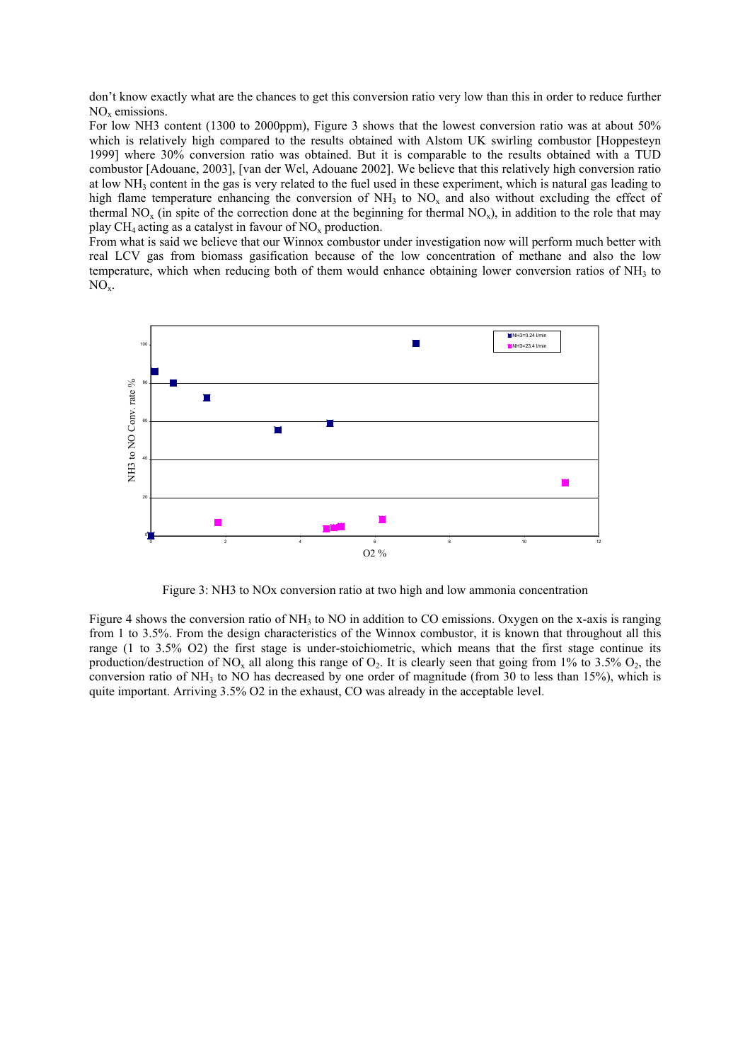don't know exactly what are the chances to get this conversion ratio very low than this in order to reduce further $NO_x$ emissions.

For low NH3 content (1300 to 2000ppm), Figure 3 shows that the lowest conversion ratio was at about 50% which is relatively high compared to the results obtained with Alstom UK swirling combustor [Hoppesteyn 1999] where 30% conversion ratio was obtained. But it is comparable to the results obtained with a TUD combustor [Adouane, 2003], [van der Wel, Adouane 2002]. We believe that this relatively high conversion ratio at low $NH_3$ content in the gas is very related to the fuel used in these experiment, which is natural gas leading to high flame temperature enhancing the conversion of $NH_3$ to $NO_x$ and also without excluding the effect of thermal $NO_x$ (in spite of the correction done at the beginning for thermal $NO_x$), in addition to the role that may play $CH_4$ acting as a catalyst in favour of $NO_x$ production.

From what is said we believe that our Winnox combustor under investigation now will perform much better with real LCV gas from biomass gasification because of the low concentration of methane and also the low temperature, which when reducing both of them would enhance obtaining lower conversion ratios of $NH_3$ to $NO_x$.

Figure 3: NH3 to NOx conversion ratio at two high and low ammonia concentration

Figure 4 shows the conversion ratio of $NH_3$ to NO in addition to CO emissions. Oxygen on the x-axis is ranging from 1 to 3.5%. From the design characteristics of the Winnox combustor, it is known that throughout all this range (1 to 3.5% O2) the first stage is under-stoichiometric, which means that the first stage continue its production/destruction of $NO_x$ all along this range of $O_2$. It is clearly seen that going from 1% to 3.5% $O_2$, the conversion ratio of $NH_3$ to NO has decreased by one order of magnitude (from 30 to less than 15%), which is quite important. Arriving 3.5% O2 in the exhaust, CO was already in the acceptable level.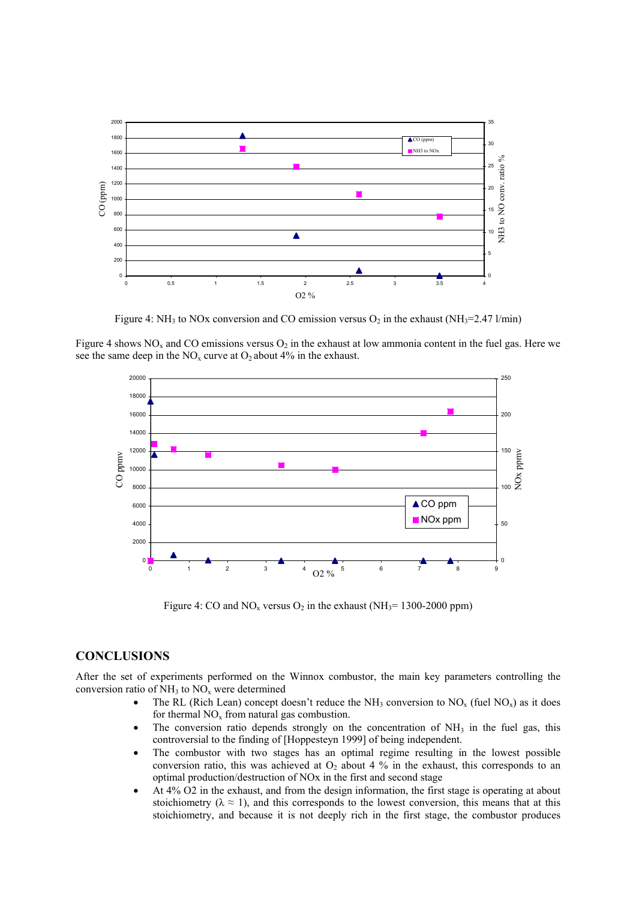Figure 4: $NH_3$ to NOx conversion and CO emission versus $O_2$ in the exhaust ($NH_3$=2.47 l/min)

Figure 4 shows $NO_x$ and CO emissions versus $O_2$ in the exhaust at low ammonia content in the fuel gas. Here we see the same deep in the $NO_x$ curve at $O_2$ about 4% in the exhaust.

Figure 4: CO and $NO_x$ versus $O_2$ in the exhaust ($NH_3$= 1300-2000 ppm)

## CONCLUSIONS

After the set of experiments performed on the Winnox combustor, the main key parameters controlling the conversion ratio of $NH_3$ to $NO_x$ were determined

- The RL (Rich Lean) concept doesn't reduce the $NH_3$ conversion to $NO_x$ (fuel $NO_x$) as it does for thermal $NO_x$ from natural gas combustion.
- The conversion ratio depends strongly on the concentration of $NH_3$ in the fuel gas, this controversial to the finding of [Hoppesteyn 1999] of being independent.
- The combustor with two stages has an optimal regime resulting in the lowest possible conversion ratio, this was achieved at $O_2$ about 4 % in the exhaust, this corresponds to an optimal production/destruction of NOx in the first and second stage
- At 4% O2 in the exhaust, and from the design information, the first stage is operating at about stoichiometry ($\lambda \approx 1$), and this corresponds to the lowest conversion, this means that at this stoichiometry, and because it is not deeply rich in the first stage, the combustor produces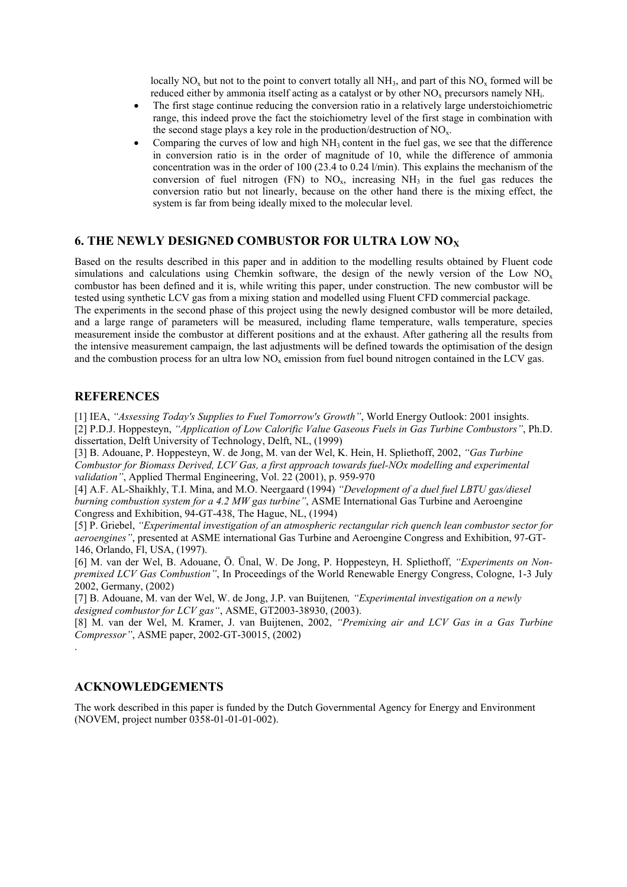locally $NO_x$ but not to the point to convert totally all $NH_3$, and part of this $NO_x$ formed will be reduced either by ammonia itself acting as a catalyst or by other $NO_x$ precursors namely $NH_i$.

- The first stage continue reducing the conversion ratio in a relatively large understoichiometric range, this indeed prove the fact the stoichiometry level of the first stage in combination with the second stage plays a key role in the production/destruction of $NO_x$.
- Comparing the curves of low and high $NH_3$ content in the fuel gas, we see that the difference in conversion ratio is in the order of magnitude of 10, while the difference of ammonia concentration was in the order of 100 (23.4 to 0.24 l/min). This explains the mechanism of the conversion of fuel nitrogen (FN) to $NO_x$, increasing $NH_3$ in the fuel gas reduces the conversion ratio but not linearly, because on the other hand there is the mixing effect, the system is far from being ideally mixed to the molecular level.

## 6. THE NEWLY DESIGNED COMBUSTOR FOR ULTRA LOW $NO_X$

Based on the results described in this paper and in addition to the modelling results obtained by Fluent code simulations and calculations using Chemkin software, the design of the newly version of the Low $NO_x$ combustor has been defined and it is, while writing this paper, under construction. The new combustor will be tested using synthetic LCV gas from a mixing station and modelled using Fluent CFD commercial package.
The experiments in the second phase of this project using the newly designed combustor will be more detailed, and a large range of parameters will be measured, including flame temperature, walls temperature, species measurement inside the combustor at different positions and at the exhaust. After gathering all the results from the intensive measurement campaign, the last adjustments will be defined towards the optimisation of the design and the combustion process for an ultra low $NO_x$ emission from fuel bound nitrogen contained in the LCV gas.

## REFERENCES

[1] IEA, *"Assessing Today's Supplies to Fuel Tomorrow's Growth"*, World Energy Outlook: 2001 insights.
[2] P.D.J. Hoppesteyn, *"Application of Low Calorific Value Gaseous Fuels in Gas Turbine Combustors"*, Ph.D. dissertation, Delft University of Technology, Delft, NL, (1999)
[3] B. Adouane, P. Hoppesteyn, W. de Jong, M. van der Wel, K. Hein, H. Spliethoff, 2002, *"Gas Turbine Combustor for Biomass Derived, LCV Gas, a first approach towards fuel-NOx modelling and experimental validation"*, Applied Thermal Engineering, Vol. 22 (2001), p. 959-970
[4] A.F. AL-Shaikhly, T.I. Mina, and M.O. Neergaard (1994) *"Development of a duel fuel LBTU gas/diesel burning combustion system for a 4.2 MW gas turbine"*, ASME International Gas Turbine and Aeroengine Congress and Exhibition, 94-GT-438, The Hague, NL, (1994)
[5] P. Griebel, *"Experimental investigation of an atmospheric rectangular rich quench lean combustor sector for aeroengines"*, presented at ASME international Gas Turbine and Aeroengine Congress and Exhibition, 97-GT-146, Orlando, Fl, USA, (1997).
[6] M. van der Wel, B. Adouane, Ö. Ünal, W. De Jong, P. Hoppesteyn, H. Spliethoff, *"Experiments on Non-premixed LCV Gas Combustion"*, In Proceedings of the World Renewable Energy Congress, Cologne, 1-3 July 2002, Germany, (2002)
[7] B. Adouane, M. van der Wel, W. de Jong, J.P. van Buijtenen*, "Experimental investigation on a newly designed combustor for LCV gas"*, ASME, GT2003-38930, (2003).
[8] M. van der Wel, M. Kramer, J. van Buijtenen, 2002, *"Premixing air and LCV Gas in a Gas Turbine Compressor"*, ASME paper, 2002-GT-30015, (2002)

## ACKNOWLEDGEMENTS

The work described in this paper is funded by the Dutch Governmental Agency for Energy and Environment (NOVEM, project number 0358-01-01-01-002).